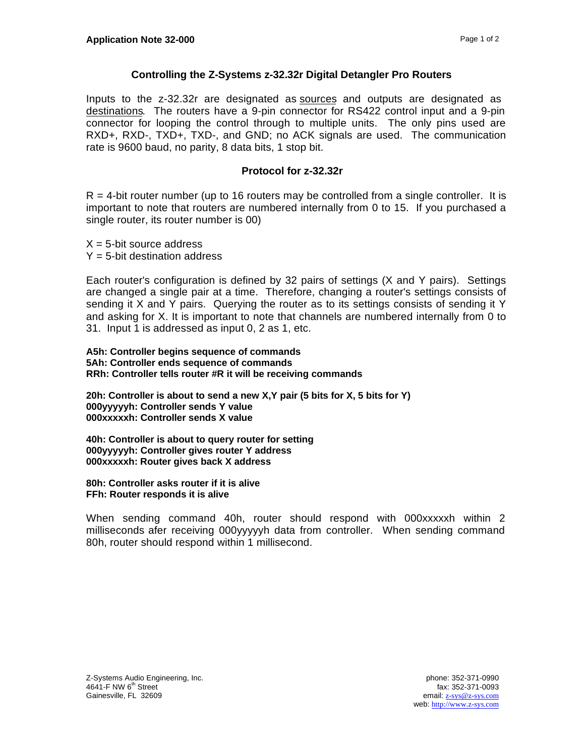**Application Note 32-000**

## Controlling the Z-Systems z-32.32r Digital Detangler Pro Routers

Inputs to the z-32.32r are designated as sources and outputs are designated as destinations. The routers have a 9-pin connector for RS422 control input and a 9-pin connector for looping the control through to multiple units. The only pins used are RXD+, RXD-, TXD+, TXD-, and GND; no ACK signals are used. The communication rate is 9600 baud, no parity, 8 data bits, 1 stop bit.

### Protocol for z-32.32r

R = 4-bit router number (up to 16 routers may be controlled from a single controller. It is important to note that routers are numbered internally from 0 to 15. If you purchased a single router, its router number is 00)

X = 5-bit source address
Y = 5-bit destination address

Each router's configuration is defined by 32 pairs of settings (X and Y pairs). Settings are changed a single pair at a time. Therefore, changing a router's settings consists of sending it X and Y pairs. Querying the router as to its settings consists of sending it Y and asking for X. It is important to note that channels are numbered internally from 0 to 31. Input 1 is addressed as input 0, 2 as 1, etc.

**A5h: Controller begins sequence of commands**
**5Ah: Controller ends sequence of commands**
**RRh: Controller tells router #R it will be receiving commands**

**20h: Controller is about to send a new X,Y pair (5 bits for X, 5 bits for Y)**
**000yyyyyh: Controller sends Y value**
**000xxxxxh: Controller sends X value**

**40h: Controller is about to query router for setting**
**000yyyyyh: Controller gives router Y address**
**000xxxxxh: Router gives back X address**

**80h: Controller asks router if it is alive**
**FFh: Router responds it is alive**

When sending command 40h, router should respond with 000xxxxxh within 2 milliseconds afer receiving 000yyyyyh data from controller. When sending command 80h, router should respond within 1 millisecond.

Z-Systems Audio Engineering, Inc.
4641-F NW 6th Street
Gainesville, FL 32609

phone: 352-371-0990
fax: 352-371-0093
email: z-sys@z-sys.com
web: http://www.z-sys.com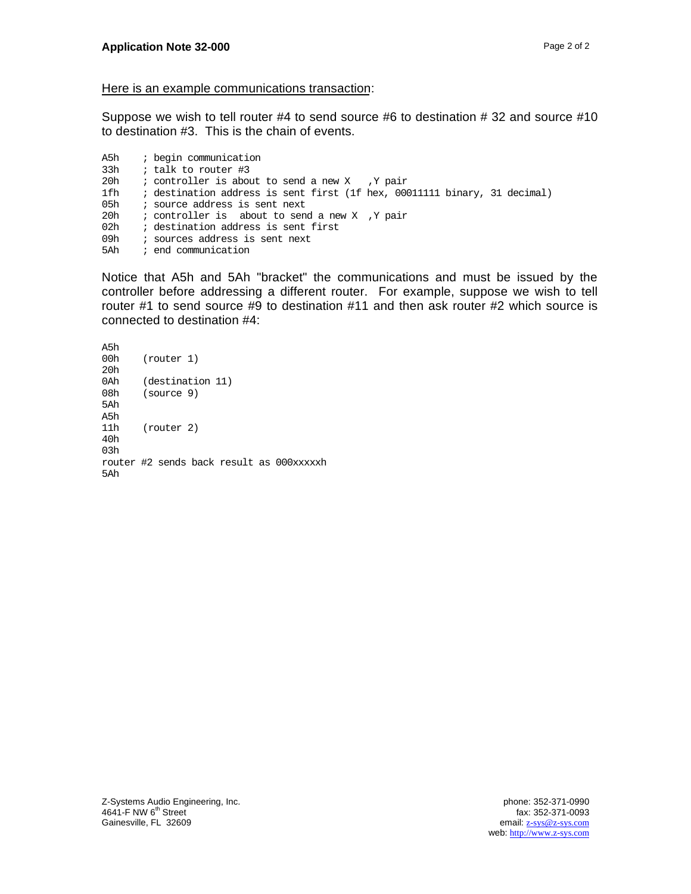Here is an example communications transaction:

Suppose we wish to tell router #4 to send source #6 to destination # 32 and source #10 to destination #3. This is the chain of events.

```
A5h    ; begin communication
33h    ; talk to router #3
20h    ; controller is about to send a new X   ,Y pair
1fh    ; destination address is sent first (1f hex, 00011111 binary, 31 decimal)
05h    ; source address is sent next
20h    ; controller is  about to send a new X  ,Y pair
02h    ; destination address is sent first
09h    ; sources address is sent next
5Ah    ; end communication
```

Notice that A5h and 5Ah "bracket" the communications and must be issued by the controller before addressing a different router. For example, suppose we wish to tell router #1 to send source #9 to destination #11 and then ask router #2 which source is connected to destination #4:

```
A5h
00h    (router 1)
20h
0Ah    (destination 11)
08h    (source 9)
5Ah
A5h
11h    (router 2)
40h
03h
router #2 sends back result as 000xxxxxh
5Ah
```

Z-Systems Audio Engineering, Inc.
4641-F NW 6th Street
Gainesville, FL 32609

phone: 352-371-0990
fax: 352-371-0093
email: z-sys@z-sys.com
web: http://www.z-sys.com